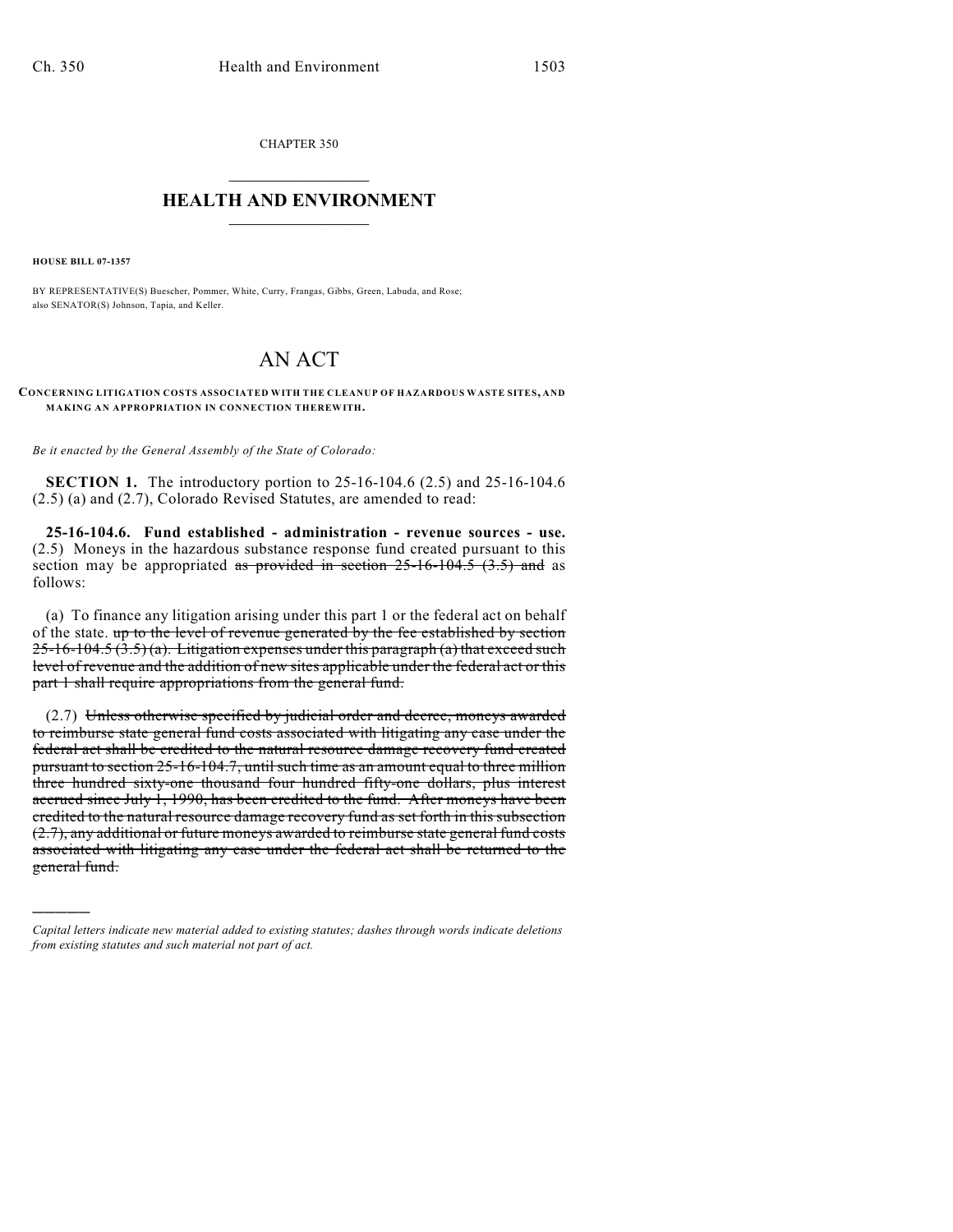CHAPTER 350

# HEALTH AND ENVIRONMENT

**HOUSE BILL 07-1357**

BY REPRESENTATIVE(S) Buescher, Pommer, White, Curry, Frangas, Gibbs, Green, Labuda, and Rose; also SENATOR(S) Johnson, Tapia, and Keller.

# AN ACT

**CONCERNING LITIGATION COSTS ASSOCIATED WITH THE CLEANUP OF HAZARDOUS WASTE SITES, AND MAKING AN APPROPRIATION IN CONNECTION THEREWITH.**

*Be it enacted by the General Assembly of the State of Colorado:*

**SECTION 1.** The introductory portion to 25-16-104.6 (2.5) and 25-16-104.6 (2.5) (a) and (2.7), Colorado Revised Statutes, are amended to read:

**25-16-104.6. Fund established - administration - revenue sources - use.** (2.5) Moneys in the hazardous substance response fund created pursuant to this section may be appropriated ~~as provided in section 25-16-104.5 (3.5) and~~ as follows:

(a) To finance any litigation arising under this part 1 or the federal act on behalf of the state. ~~up to the level of revenue generated by the fee established by section 25-16-104.5 (3.5) (a). Litigation expenses under this paragraph (a) that exceed such level of revenue and the addition of new sites applicable under the federal act or this part 1 shall require appropriations from the general fund.~~

(2.7) ~~Unless otherwise specified by judicial order and decree, moneys awarded to reimburse state general fund costs associated with litigating any case under the federal act shall be credited to the natural resource damage recovery fund created pursuant to section 25-16-104.7, until such time as an amount equal to three million three hundred sixty-one thousand four hundred fifty-one dollars, plus interest accrued since July 1, 1990, has been credited to the fund. After moneys have been credited to the natural resource damage recovery fund as set forth in this subsection (2.7), any additional or future moneys awarded to reimburse state general fund costs associated with litigating any case under the federal act shall be returned to the general fund.~~

---

*Capital letters indicate new material added to existing statutes; dashes through words indicate deletions from existing statutes and such material not part of act.*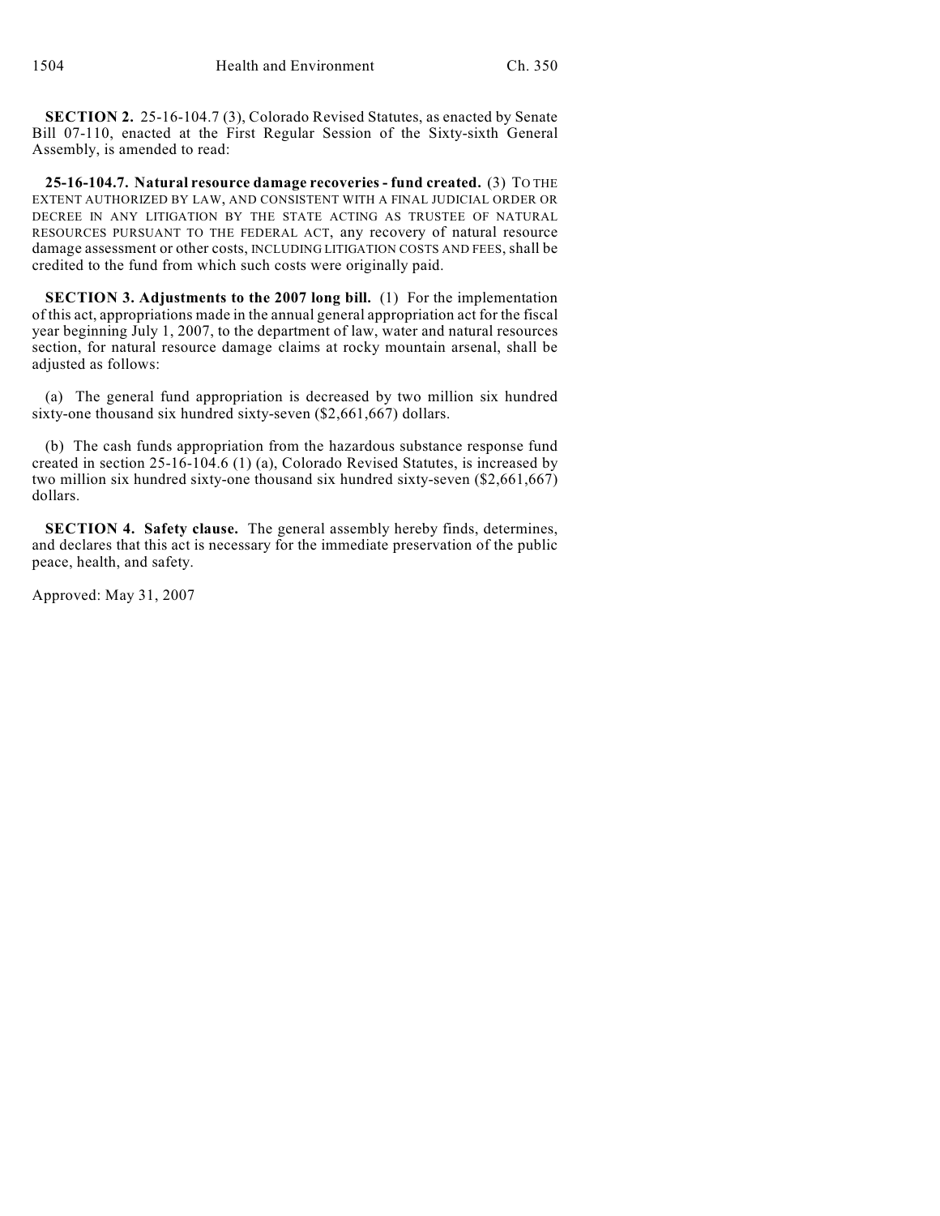**SECTION 2.** 25-16-104.7 (3), Colorado Revised Statutes, as enacted by Senate Bill 07-110, enacted at the First Regular Session of the Sixty-sixth General Assembly, is amended to read:

**25-16-104.7. Natural resource damage recoveries - fund created.** (3) TO THE EXTENT AUTHORIZED BY LAW, AND CONSISTENT WITH A FINAL JUDICIAL ORDER OR DECREE IN ANY LITIGATION BY THE STATE ACTING AS TRUSTEE OF NATURAL RESOURCES PURSUANT TO THE FEDERAL ACT, any recovery of natural resource damage assessment or other costs, INCLUDING LITIGATION COSTS AND FEES, shall be credited to the fund from which such costs were originally paid.

**SECTION 3. Adjustments to the 2007 long bill.** (1) For the implementation of this act, appropriations made in the annual general appropriation act for the fiscal year beginning July 1, 2007, to the department of law, water and natural resources section, for natural resource damage claims at rocky mountain arsenal, shall be adjusted as follows:

(a) The general fund appropriation is decreased by two million six hundred sixty-one thousand six hundred sixty-seven ($2,661,667) dollars.

(b) The cash funds appropriation from the hazardous substance response fund created in section 25-16-104.6 (1) (a), Colorado Revised Statutes, is increased by two million six hundred sixty-one thousand six hundred sixty-seven ($2,661,667) dollars.

**SECTION 4. Safety clause.** The general assembly hereby finds, determines, and declares that this act is necessary for the immediate preservation of the public peace, health, and safety.

Approved: May 31, 2007